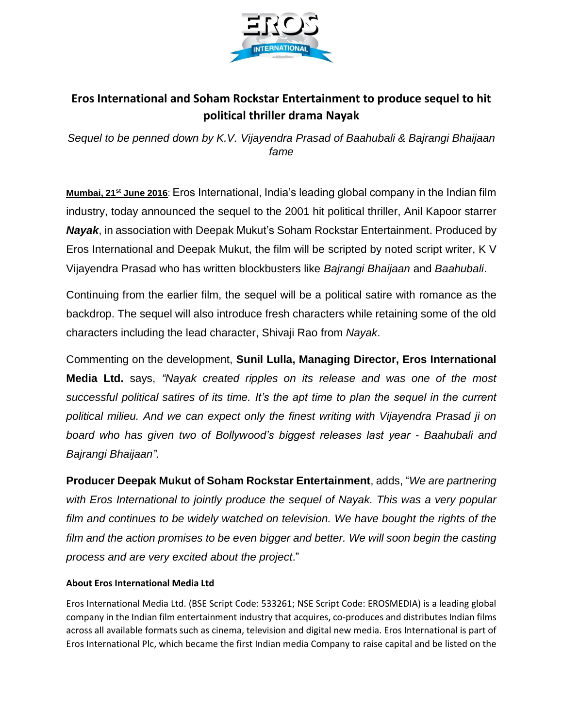# Eros International and Soham Rockstar Entertainment to produce sequel to hit political thriller drama Nayak

*Sequel to be penned down by K.V. Vijayendra Prasad of Baahubali & Bajrangi Bhaijaan fame*

**Mumbai, 21st June 2016**: Eros International, India's leading global company in the Indian film industry, today announced the sequel to the 2001 hit political thriller, Anil Kapoor starrer ***Nayak***, in association with Deepak Mukut's Soham Rockstar Entertainment. Produced by Eros International and Deepak Mukut, the film will be scripted by noted script writer, K V Vijayendra Prasad who has written blockbusters like *Bajrangi Bhaijaan* and *Baahubali*.

Continuing from the earlier film, the sequel will be a political satire with romance as the backdrop. The sequel will also introduce fresh characters while retaining some of the old characters including the lead character, Shivaji Rao from *Nayak*.

Commenting on the development, **Sunil Lulla, Managing Director, Eros International Media Ltd.** says, *"Nayak created ripples on its release and was one of the most successful political satires of its time. It's the apt time to plan the sequel in the current political milieu. And we can expect only the finest writing with Vijayendra Prasad ji on board who has given two of Bollywood's biggest releases last year - Baahubali and Bajrangi Bhaijaan".*

**Producer Deepak Mukut of Soham Rockstar Entertainment**, adds, "*We are partnering with Eros International to jointly produce the sequel of Nayak. This was a very popular film and continues to be widely watched on television. We have bought the rights of the film and the action promises to be even bigger and better. We will soon begin the casting process and are very excited about the project*."

**About Eros International Media Ltd**

Eros International Media Ltd. (BSE Script Code: 533261; NSE Script Code: EROSMEDIA) is a leading global company in the Indian film entertainment industry that acquires, co-produces and distributes Indian films across all available formats such as cinema, television and digital new media. Eros International is part of Eros International Plc, which became the first Indian media Company to raise capital and be listed on the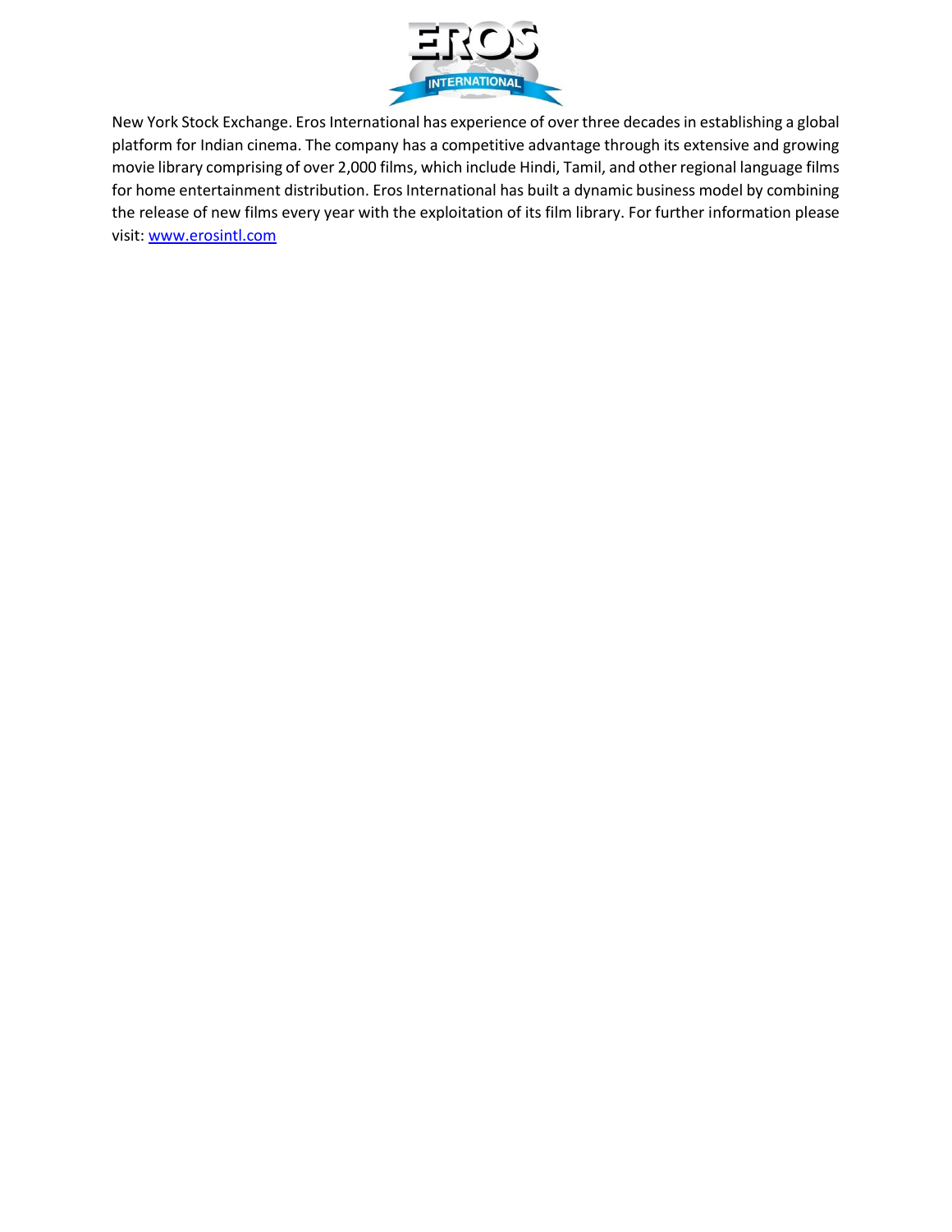New York Stock Exchange. Eros International has experience of over three decades in establishing a global platform for Indian cinema. The company has a competitive advantage through its extensive and growing movie library comprising of over 2,000 films, which include Hindi, Tamil, and other regional language films for home entertainment distribution. Eros International has built a dynamic business model by combining the release of new films every year with the exploitation of its film library. For further information please visit: [www.erosintl.com](http://www.erosintl.com)